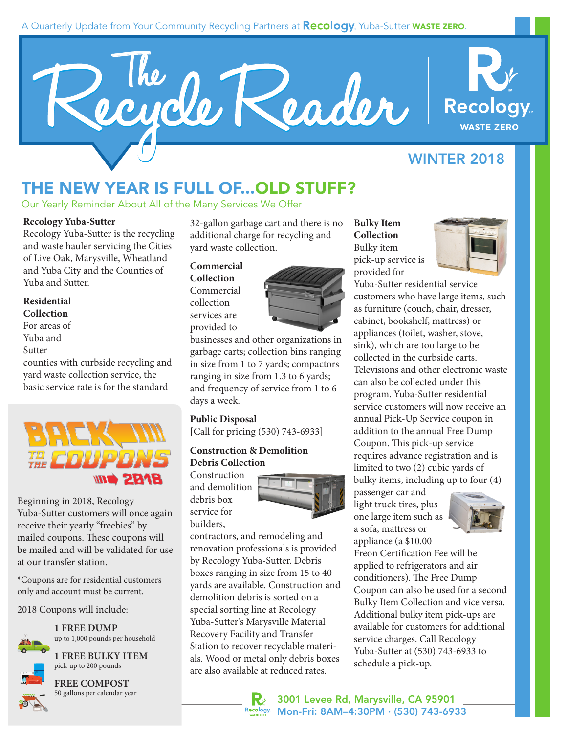A Quarterly Update from Your Community Recycling Partners at Recology. Yuba-Sutter WASTE ZERO.

# The Recycle Reader

Recology WASTE ZERO

WINTER 2018

## THE NEW YEAR IS FULL OF...OLD STUFF?

Our Yearly Reminder About All of the Many Services We Offer

**Recology Yuba-Sutter**
Recology Yuba-Sutter is the recycling and waste hauler servicing the Cities of Live Oak, Marysville, Wheatland and Yuba City and the Counties of Yuba and Sutter.

**Residential Collection**
For areas of Yuba and Sutter counties with curbside recycling and yard waste collection service, the basic service rate is for the standard 32-gallon garbage cart and there is no additional charge for recycling and yard waste collection.

**Commercial Collection**
Commercial collection services are provided to businesses and other organizations in garbage carts; collection bins ranging in size from 1 to 7 yards; compactors ranging in size from 1.3 to 6 yards; and frequency of service from 1 to 6 days a week.

**Public Disposal**
[Call for pricing (530) 743-6933]

**Construction & Demolition Debris Collection**
Construction and demolition debris box service for builders, contractors, and remodeling and renovation professionals is provided by Recology Yuba-Sutter. Debris boxes ranging in size from 15 to 40 yards are available. Construction and demolition debris is sorted on a special sorting line at Recology Yuba-Sutter's Marysville Material Recovery Facility and Transfer Station to recover recyclable materials. Wood or metal only debris boxes are also available at reduced rates.

**Bulky Item Collection**
Bulky item pick-up service is provided for Yuba-Sutter residential service customers who have large items, such as furniture (couch, chair, dresser, cabinet, bookshelf, mattress) or appliances (toilet, washer, stove, sink), which are too large to be collected in the curbside carts. Televisions and other electronic waste can also be collected under this program. Yuba-Sutter residential service customers will now receive an annual Pick-Up Service coupon in addition to the annual Free Dump Coupon. This pick-up service requires advance registration and is limited to two (2) cubic yards of bulky items, including up to four (4) passenger car and light truck tires, plus one large item such as a sofa, mattress or appliance (a $10.00 Freon Certification Fee will be applied to refrigerators and air conditioners). The Free Dump Coupon can also be used for a second Bulky Item Collection and vice versa. Additional bulky item pick-ups are available for customers for additional service charges. Call Recology Yuba-Sutter at (530) 743-6933 to schedule a pick-up.

### BACK TO THE COUPONS 2018

Beginning in 2018, Recology Yuba-Sutter customers will once again receive their yearly "freebies" by mailed coupons. These coupons will be mailed and will be validated for use at our transfer station.

*Coupons are for residential customers only and account must be current.

2018 Coupons will include:

**1 FREE DUMP**
up to 1,000 pounds per household

**1 FREE BULKY ITEM**
pick-up to 200 pounds

**FREE COMPOST**
50 gallons per calendar year

3001 Levee Rd, Marysville, CA 95901
Mon-Fri: 8AM–4:30PM · (530) 743-6933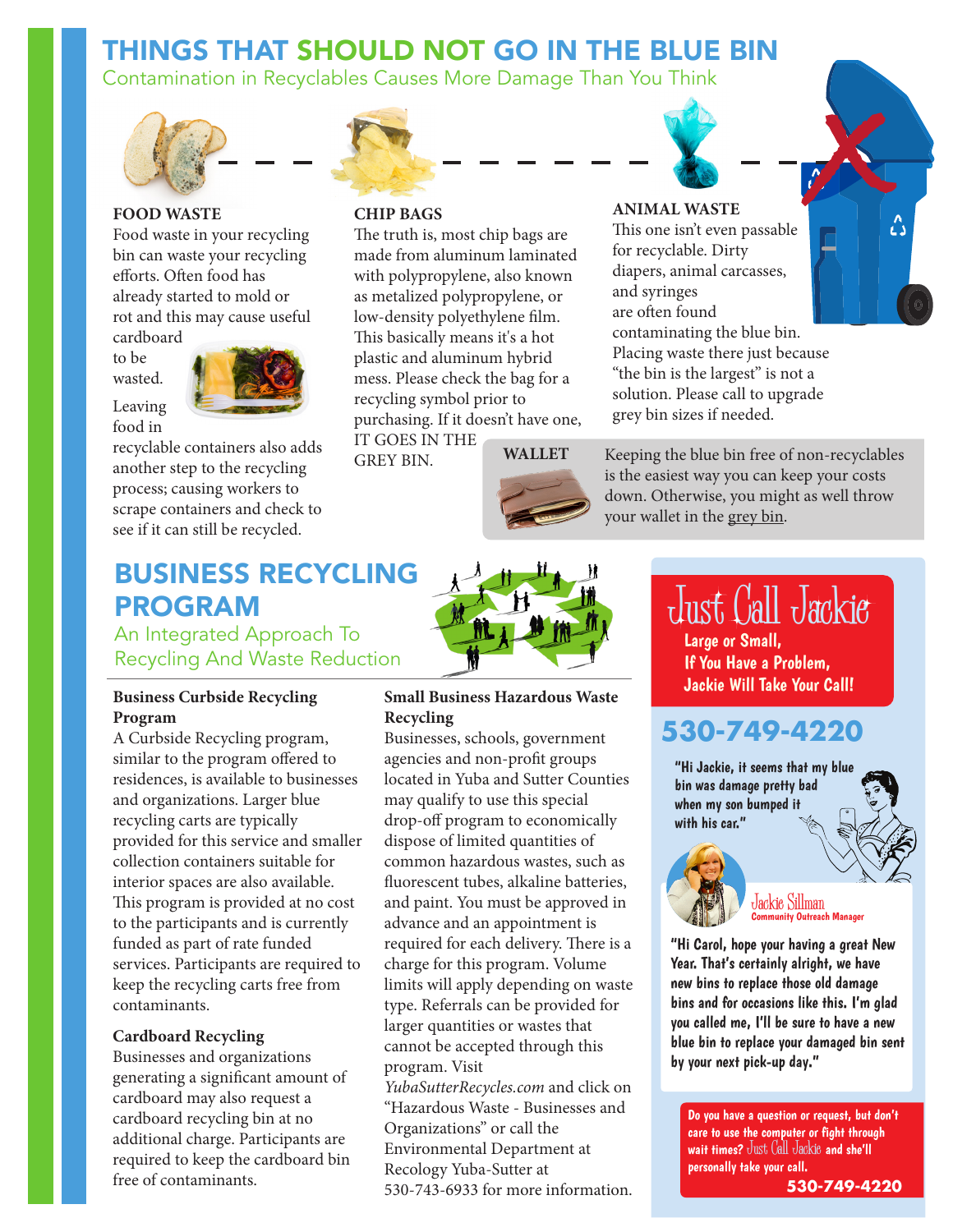# THINGS THAT SHOULD NOT GO IN THE BLUE BIN

Contamination in Recyclables Causes More Damage Than You Think

### FOOD WASTE

Food waste in your recycling bin can waste your recycling efforts. Often food has already started to mold or rot and this may cause useful cardboard to be wasted.

Leaving food in recyclable containers also adds another step to the recycling process; causing workers to scrape containers and check to see if it can still be recycled.

### CHIP BAGS

The truth is, most chip bags are made from aluminum laminated with polypropylene, also known as metalized polypropylene, or low-density polyethylene film. This basically means it's a hot plastic and aluminum hybrid mess. Please check the bag for a recycling symbol prior to purchasing. If it doesn't have one, IT GOES IN THE GREY BIN.

### ANIMAL WASTE

This one isn't even passable for recyclable. Dirty diapers, animal carcasses, and syringes are often found contaminating the blue bin. Placing waste there just because "the bin is the largest" is not a solution. Please call to upgrade grey bin sizes if needed.

### WALLET

Keeping the blue bin free of non-recyclables is the easiest way you can keep your costs down. Otherwise, you might as well throw your wallet in the grey bin.

# BUSINESS RECYCLING PROGRAM

An Integrated Approach To Recycling And Waste Reduction

### Business Curbside Recycling Program

A Curbside Recycling program, similar to the program offered to residences, is available to businesses and organizations. Larger blue recycling carts are typically provided for this service and smaller collection containers suitable for interior spaces are also available. This program is provided at no cost to the participants and is currently funded as part of rate funded services. Participants are required to keep the recycling carts free from contaminants.

### Cardboard Recycling

Businesses and organizations generating a significant amount of cardboard may also request a cardboard recycling bin at no additional charge. Participants are required to keep the cardboard bin free of contaminants.

### Small Business Hazardous Waste Recycling

Businesses, schools, government agencies and non-profit groups located in Yuba and Sutter Counties may qualify to use this special drop-off program to economically dispose of limited quantities of common hazardous wastes, such as fluorescent tubes, alkaline batteries, and paint. You must be approved in advance and an appointment is required for each delivery. There is a charge for this program. Volume limits will apply depending on waste type. Referrals can be provided for larger quantities or wastes that cannot be accepted through this program. Visit *YubaSutterRecycles.com* and click on "Hazardous Waste - Businesses and Organizations" or call the Environmental Department at Recology Yuba-Sutter at 530-743-6933 for more information.

# Just Call Jackie

**Large or Small, If You Have a Problem, Jackie Will Take Your Call!**

## 530-749-4220

"Hi Jackie, it seems that my blue bin was damage pretty bad when my son bumped it with his car."

Jackie Sillman
Community Outreach Manager

"Hi Carol, hope your having a great New Year. That's certainly alright, we have new bins to replace those old damage bins and for occasions like this. I'm glad you called me, I'll be sure to have a new blue bin to replace your damaged bin sent by your next pick-up day."

Do you have a question or request, but don't care to use the computer or fight through wait times? Just Call Jackie and she'll personally take your call.

**530-749-4220**